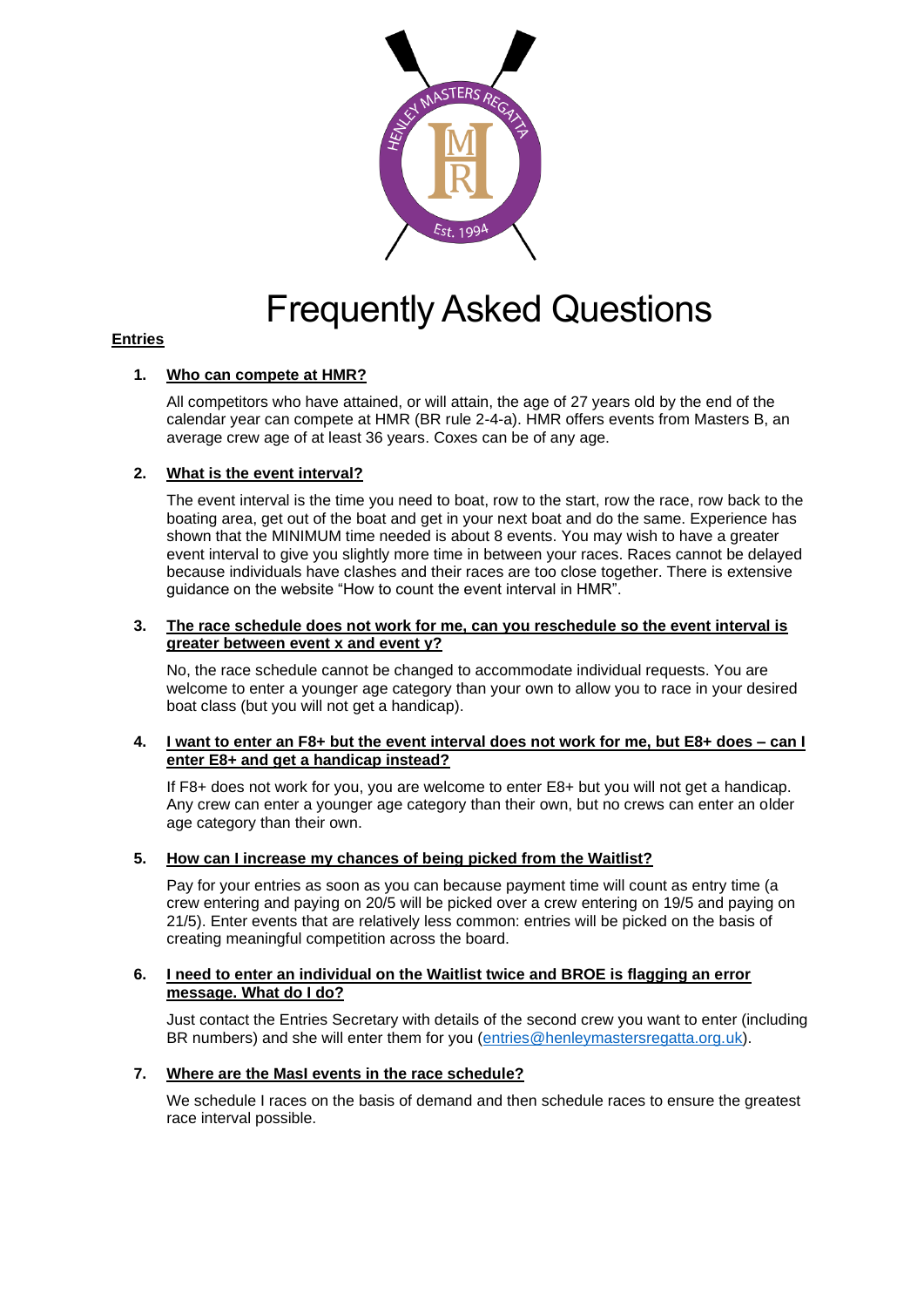# Frequently Asked Questions

## Entries

1. **Who can compete at HMR?**

   All competitors who have attained, or will attain, the age of 27 years old by the end of the calendar year can compete at HMR (BR rule 2-4-a). HMR offers events from Masters B, an average crew age of at least 36 years. Coxes can be of any age.

2. **What is the event interval?**

   The event interval is the time you need to boat, row to the start, row the race, row back to the boating area, get out of the boat and get in your next boat and do the same. Experience has shown that the MINIMUM time needed is about 8 events. You may wish to have a greater event interval to give you slightly more time in between your races. Races cannot be delayed because individuals have clashes and their races are too close together. There is extensive guidance on the website "How to count the event interval in HMR".

3. **The race schedule does not work for me, can you reschedule so the event interval is greater between event x and event y?**

   No, the race schedule cannot be changed to accommodate individual requests. You are welcome to enter a younger age category than your own to allow you to race in your desired boat class (but you will not get a handicap).

4. **I want to enter an F8+ but the event interval does not work for me, but E8+ does – can I enter E8+ and get a handicap instead?**

   If F8+ does not work for you, you are welcome to enter E8+ but you will not get a handicap. Any crew can enter a younger age category than their own, but no crews can enter an older age category than their own.

5. **How can I increase my chances of being picked from the Waitlist?**

   Pay for your entries as soon as you can because payment time will count as entry time (a crew entering and paying on 20/5 will be picked over a crew entering on 19/5 and paying on 21/5). Enter events that are relatively less common: entries will be picked on the basis of creating meaningful competition across the board.

6. **I need to enter an individual on the Waitlist twice and BROE is flagging an error message. What do I do?**

   Just contact the Entries Secretary with details of the second crew you want to enter (including BR numbers) and she will enter them for you (entries@henleymastersregatta.org.uk).

7. **Where are the MasI events in the race schedule?**

   We schedule I races on the basis of demand and then schedule races to ensure the greatest race interval possible.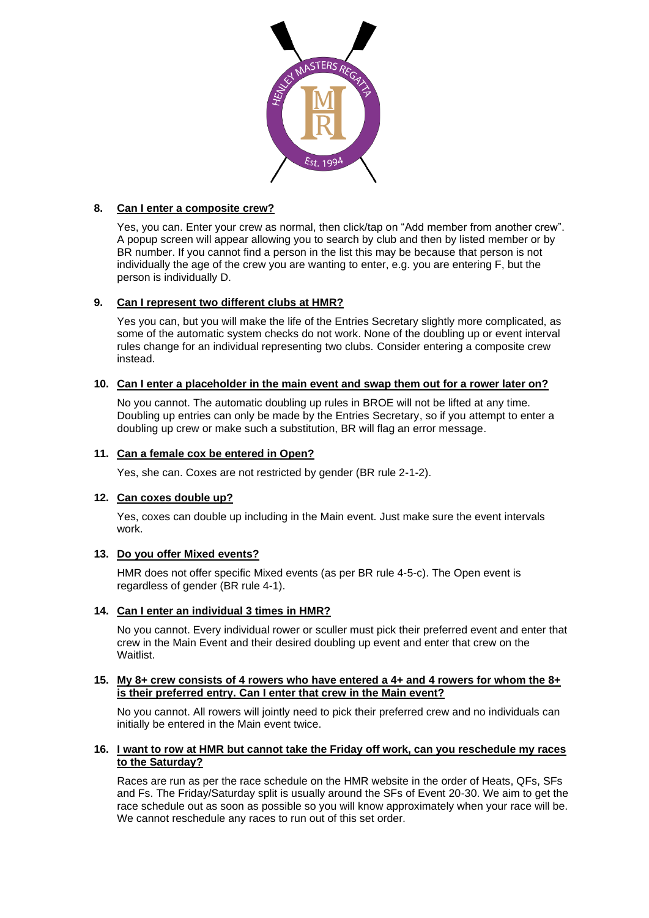**8. Can I enter a composite crew?**

Yes, you can. Enter your crew as normal, then click/tap on “Add member from another crew”. A popup screen will appear allowing you to search by club and then by listed member or by BR number. If you cannot find a person in the list this may be because that person is not individually the age of the crew you are wanting to enter, e.g. you are entering F, but the person is individually D.

**9. Can I represent two different clubs at HMR?**

Yes you can, but you will make the life of the Entries Secretary slightly more complicated, as some of the automatic system checks do not work. None of the doubling up or event interval rules change for an individual representing two clubs. Consider entering a composite crew instead.

**10. Can I enter a placeholder in the main event and swap them out for a rower later on?**

No you cannot. The automatic doubling up rules in BROE will not be lifted at any time. Doubling up entries can only be made by the Entries Secretary, so if you attempt to enter a doubling up crew or make such a substitution, BR will flag an error message.

**11. Can a female cox be entered in Open?**

Yes, she can. Coxes are not restricted by gender (BR rule 2-1-2).

**12. Can coxes double up?**

Yes, coxes can double up including in the Main event. Just make sure the event intervals work.

**13. Do you offer Mixed events?**

HMR does not offer specific Mixed events (as per BR rule 4-5-c). The Open event is regardless of gender (BR rule 4-1).

**14. Can I enter an individual 3 times in HMR?**

No you cannot. Every individual rower or sculler must pick their preferred event and enter that crew in the Main Event and their desired doubling up event and enter that crew on the Waitlist.

**15. My 8+ crew consists of 4 rowers who have entered a 4+ and 4 rowers for whom the 8+ is their preferred entry. Can I enter that crew in the Main event?**

No you cannot. All rowers will jointly need to pick their preferred crew and no individuals can initially be entered in the Main event twice.

**16. I want to row at HMR but cannot take the Friday off work, can you reschedule my races to the Saturday?**

Races are run as per the race schedule on the HMR website in the order of Heats, QFs, SFs and Fs. The Friday/Saturday split is usually around the SFs of Event 20-30. We aim to get the race schedule out as soon as possible so you will know approximately when your race will be. We cannot reschedule any races to run out of this set order.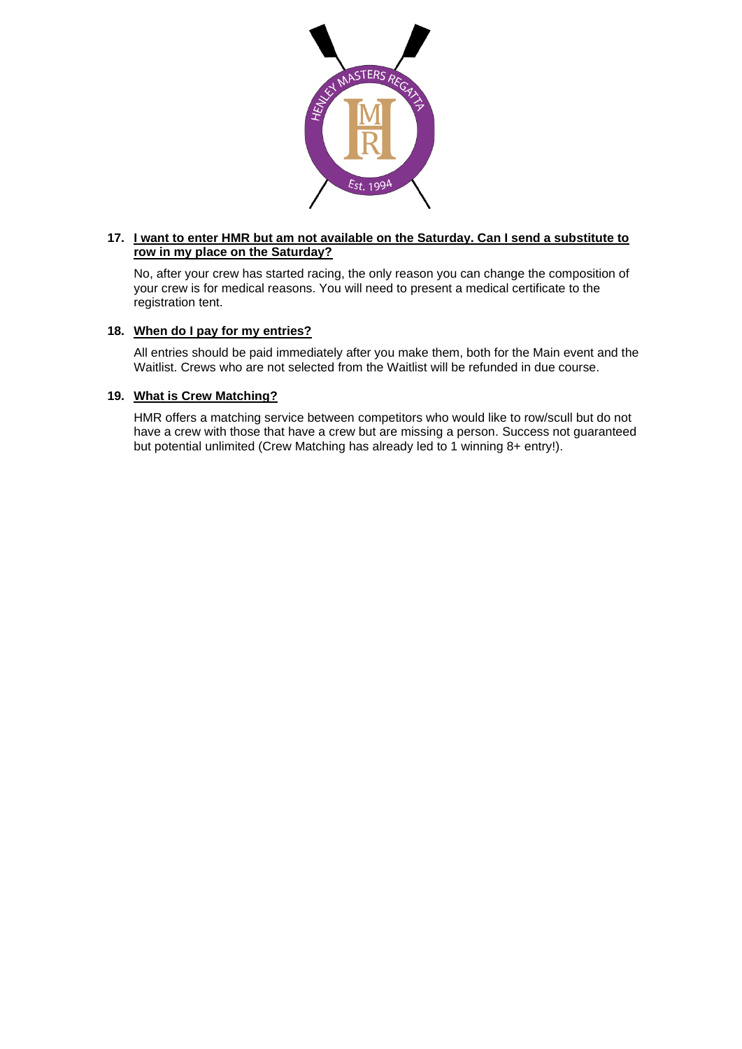**17. I want to enter HMR but am not available on the Saturday. Can I send a substitute to row in my place on the Saturday?**

No, after your crew has started racing, the only reason you can change the composition of your crew is for medical reasons. You will need to present a medical certificate to the registration tent.

**18. When do I pay for my entries?**

All entries should be paid immediately after you make them, both for the Main event and the Waitlist. Crews who are not selected from the Waitlist will be refunded in due course.

**19. What is Crew Matching?**

HMR offers a matching service between competitors who would like to row/scull but do not have a crew with those that have a crew but are missing a person. Success not guaranteed but potential unlimited (Crew Matching has already led to 1 winning 8+ entry!).